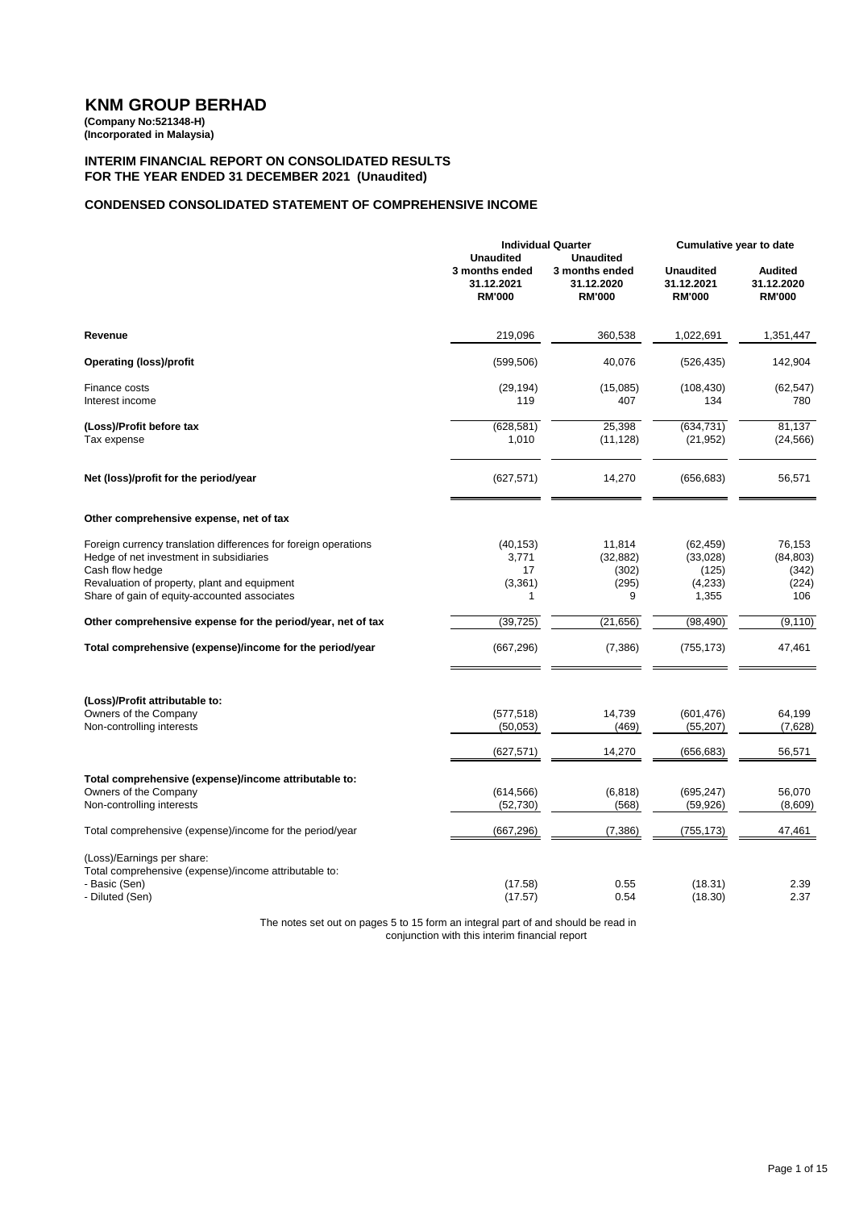# KNM GROUP BERHAD

**(Company No:521348-H)**
**(Incorporated in Malaysia)**

## INTERIM FINANCIAL REPORT ON CONSOLIDATED RESULTS FOR THE YEAR ENDED 31 DECEMBER 2021 (Unaudited)

### CONDENSED CONSOLIDATED STATEMENT OF COMPREHENSIVE INCOME

| | Individual Quarter | | Cumulative year to date | |
|---|---|---|---|---|
| | **Unaudited 3 months ended 31.12.2021 RM'000** | **Unaudited 3 months ended 31.12.2020 RM'000** | **Unaudited 31.12.2021 RM'000** | **Audited 31.12.2020 RM'000** |
| **Revenue** | 219,096 | 360,538 | 1,022,691 | 1,351,447 |
| **Operating (loss)/profit** | (599,506) | 40,076 | (526,435) | 142,904 |
| Finance costs | (29,194) | (15,085) | (108,430) | (62,547) |
| Interest income | 119 | 407 | 134 | 780 |
| **(Loss)/Profit before tax** | (628,581) | 25,398 | (634,731) | 81,137 |
| Tax expense | 1,010 | (11,128) | (21,952) | (24,566) |
| **Net (loss)/profit for the period/year** | (627,571) | 14,270 | (656,683) | 56,571 |
| **Other comprehensive expense, net of tax** | | | | |
| Foreign currency translation differences for foreign operations | (40,153) | 11,814 | (62,459) | 76,153 |
| Hedge of net investment in subsidiaries | 3,771 | (32,882) | (33,028) | (84,803) |
| Cash flow hedge | 17 | (302) | (125) | (342) |
| Revaluation of property, plant and equipment | (3,361) | (295) | (4,233) | (224) |
| Share of gain of equity-accounted associates | 1 | 9 | 1,355 | 106 |
| **Other comprehensive expense for the period/year, net of tax** | (39,725) | (21,656) | (98,490) | (9,110) |
| **Total comprehensive (expense)/income for the period/year** | (667,296) | (7,386) | (755,173) | 47,461 |
| **(Loss)/Profit attributable to:** | | | | |
| Owners of the Company | (577,518) | 14,739 | (601,476) | 64,199 |
| Non-controlling interests | (50,053) | (469) | (55,207) | (7,628) |
| | (627,571) | 14,270 | (656,683) | 56,571 |
| **Total comprehensive (expense)/income attributable to:** | | | | |
| Owners of the Company | (614,566) | (6,818) | (695,247) | 56,070 |
| Non-controlling interests | (52,730) | (568) | (59,926) | (8,609) |
| Total comprehensive (expense)/income for the period/year | (667,296) | (7,386) | (755,173) | 47,461 |
| (Loss)/Earnings per share: | | | | |
| Total comprehensive (expense)/income attributable to: | | | | |
| - Basic (Sen) | (17.58) | 0.55 | (18.31) | 2.39 |
| - Diluted (Sen) | (17.57) | 0.54 | (18.30) | 2.37 |

The notes set out on pages 5 to 15 form an integral part of and should be read in conjunction with this interim financial report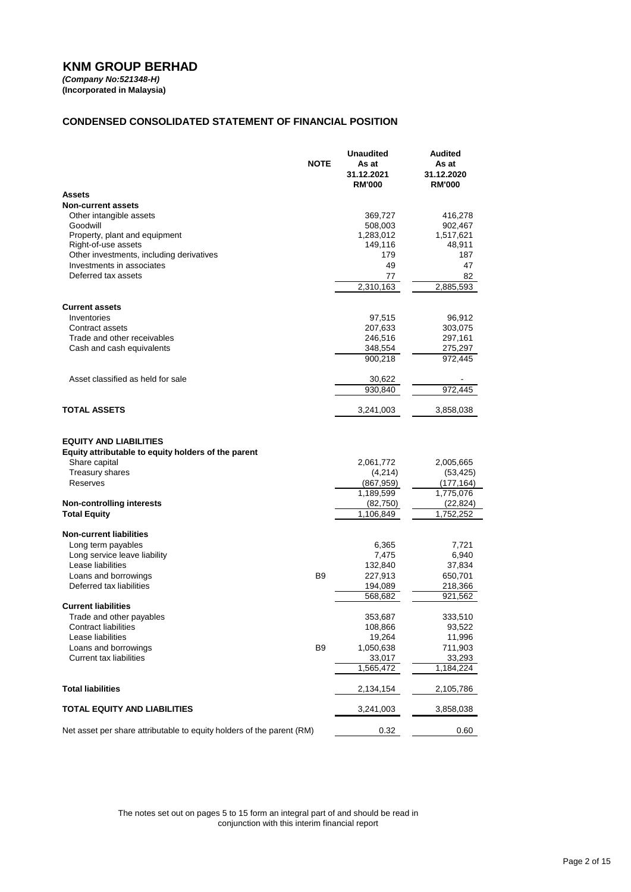# KNM GROUP BERHAD

***(Company No:521348-H)***
**(Incorporated in Malaysia)**

## CONDENSED CONSOLIDATED STATEMENT OF FINANCIAL POSITION

| | NOTE | Unaudited As at 31.12.2021 RM'000 | Audited As at 31.12.2020 RM'000 |
|---|---|---|---|
| **Assets** | | | |
| **Non-current assets** | | | |
| Other intangible assets | | 369,727 | 416,278 |
| Goodwill | | 508,003 | 902,467 |
| Property, plant and equipment | | 1,283,012 | 1,517,621 |
| Right-of-use assets | | 149,116 | 48,911 |
| Other investments, including derivatives | | 179 | 187 |
| Investments in associates | | 49 | 47 |
| Deferred tax assets | | 77 | 82 |
| | | 2,310,163 | 2,885,593 |
| **Current assets** | | | |
| Inventories | | 97,515 | 96,912 |
| Contract assets | | 207,633 | 303,075 |
| Trade and other receivables | | 246,516 | 297,161 |
| Cash and cash equivalents | | 348,554 | 275,297 |
| | | 900,218 | 972,445 |
| Asset classified as held for sale | | 30,622 | - |
| | | 930,840 | 972,445 |
| **TOTAL ASSETS** | | 3,241,003 | 3,858,038 |
| **EQUITY AND LIABILITIES** | | | |
| **Equity attributable to equity holders of the parent** | | | |
| Share capital | | 2,061,772 | 2,005,665 |
| Treasury shares | | (4,214) | (53,425) |
| Reserves | | (867,959) | (177,164) |
| | | 1,189,599 | 1,775,076 |
| **Non-controlling interests** | | (82,750) | (22,824) |
| **Total Equity** | | 1,106,849 | 1,752,252 |
| **Non-current liabilities** | | | |
| Long term payables | | 6,365 | 7,721 |
| Long service leave liability | | 7,475 | 6,940 |
| Lease liabilities | | 132,840 | 37,834 |
| Loans and borrowings | B9 | 227,913 | 650,701 |
| Deferred tax liabilities | | 194,089 | 218,366 |
| | | 568,682 | 921,562 |
| **Current liabilities** | | | |
| Trade and other payables | | 353,687 | 333,510 |
| Contract liabilities | | 108,866 | 93,522 |
| Lease liabilities | | 19,264 | 11,996 |
| Loans and borrowings | B9 | 1,050,638 | 711,903 |
| Current tax liabilities | | 33,017 | 33,293 |
| | | 1,565,472 | 1,184,224 |
| **Total liabilities** | | 2,134,154 | 2,105,786 |
| **TOTAL EQUITY AND LIABILITIES** | | 3,241,003 | 3,858,038 |
| Net asset per share attributable to equity holders of the parent (RM) | | 0.32 | 0.60 |

The notes set out on pages 5 to 15 form an integral part of and should be read in conjunction with this interim financial report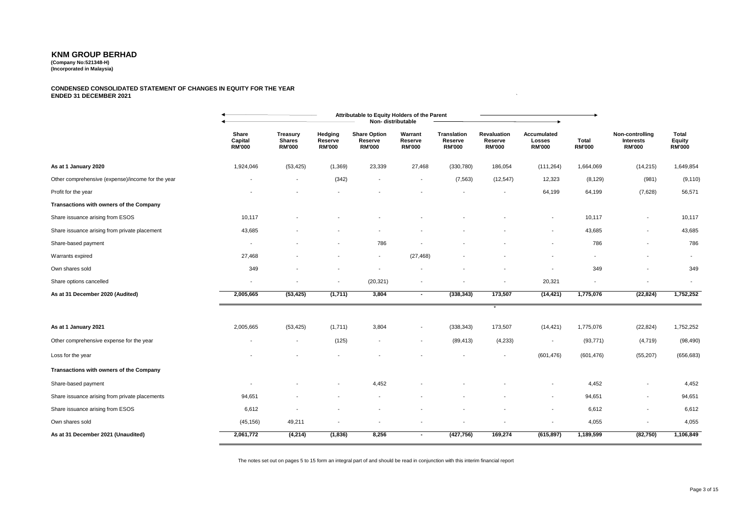# KNM GROUP BERHAD

**(Company No:521348-H)**
**(Incorporated in Malaysia)**

**CONDENSED CONSOLIDATED STATEMENT OF CHANGES IN EQUITY FOR THE YEAR ENDED 31 DECEMBER 2021**

| | Attributable to Equity Holders of the Parent | | | | | | | | | | |
|---|---|---|---|---|---|---|---|---|---|---|---|
| | Non- distributable | | | | | | | | | | |
| | Share Capital RM'000 | Treasury Shares RM'000 | Hedging Reserve RM'000 | Share Option Reserve RM'000 | Warrant Reserve RM'000 | Translation Reserve RM'000 | Revaluation Reserve RM'000 | Accumulated Losses RM'000 | Total RM'000 | Non-controlling Interests RM'000 | Total Equity RM'000 |
| **As at 1 January 2020** | 1,924,046 | (53,425) | (1,369) | 23,339 | 27,468 | (330,780) | 186,054 | (111,264) | 1,664,069 | (14,215) | 1,649,854 |
| Other comprehensive (expense)/income for the year | - | - | (342) | - | - | (7,563) | (12,547) | 12,323 | (8,129) | (981) | (9,110) |
| Profit for the year | - | - | - | - | - | - | - | 64,199 | 64,199 | (7,628) | 56,571 |
| **Transactions with owners of the Company** | | | | | | | | | | | |
| Share issuance arising from ESOS | 10,117 | - | - | - | - | - | - | - | 10,117 | - | 10,117 |
| Share issuance arising from private placement | 43,685 | - | - | - | - | - | - | - | 43,685 | - | 43,685 |
| Share-based payment | - | - | - | 786 | - | - | - | - | 786 | - | 786 |
| Warrants expired | 27,468 | - | - | - | (27,468) | - | - | - | - | - | - |
| Own shares sold | 349 | - | - | - | - | - | - | - | 349 | - | 349 |
| Share options cancelled | - | - | - | (20,321) | - | - | - | 20,321 | - | - | - |
| **As at 31 December 2020 (Audited)** | **2,005,665** | **(53,425)** | **(1,711)** | **3,804** | **-** | **(338,343)** | **173,507** | **(14,421)** | **1,775,076** | **(22,824)** | **1,752,252** |
| | | | | | | | | | | | |
| **As at 1 January 2021** | 2,005,665 | (53,425) | (1,711) | 3,804 | - | (338,343) | 173,507 | (14,421) | 1,775,076 | (22,824) | 1,752,252 |
| Other comprehensive expense for the year | - | - | (125) | - | - | (89,413) | (4,233) | - | (93,771) | (4,719) | (98,490) |
| Loss for the year | - | - | - | - | - | - | - | (601,476) | (601,476) | (55,207) | (656,683) |
| **Transactions with owners of the Company** | | | | | | | | | | | |
| Share-based payment | - | - | - | 4,452 | - | - | - | - | 4,452 | - | 4,452 |
| Share issuance arising from private placements | 94,651 | - | - | - | - | - | - | - | 94,651 | - | 94,651 |
| Share issuance arising from ESOS | 6,612 | - | - | - | - | - | - | - | 6,612 | - | 6,612 |
| Own shares sold | (45,156) | 49,211 | - | - | - | - | - | - | 4,055 | - | 4,055 |
| **As at 31 December 2021 (Unaudited)** | **2,061,772** | **(4,214)** | **(1,836)** | **8,256** | **-** | **(427,756)** | **169,274** | **(615,897)** | **1,189,599** | **(82,750)** | **1,106,849** |

The notes set out on pages 5 to 15 form an integral part of and should be read in conjunction with this interim financial report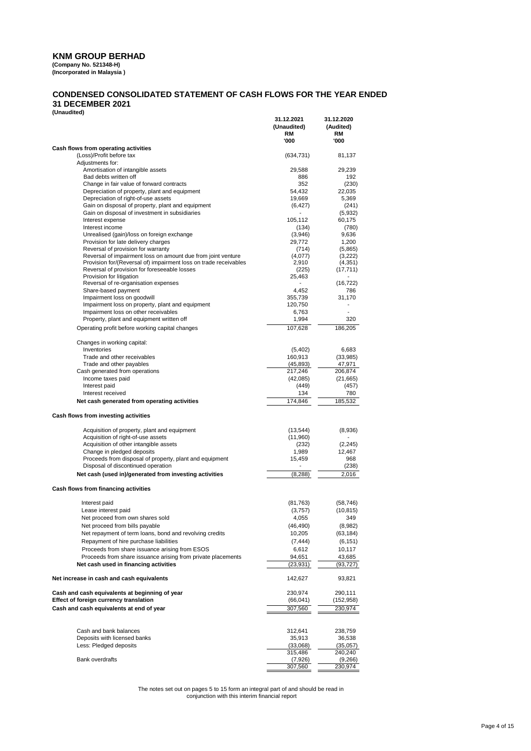# KNM GROUP BERHAD

**(Company No. 521348-H)**
**(Incorporated in Malaysia )**

## CONDENSED CONSOLIDATED STATEMENT OF CASH FLOWS FOR THE YEAR ENDED 31 DECEMBER 2021

**(Unaudited)**

| | 31.12.2021 (Unaudited) RM '000 | 31.12.2020 (Audited) RM '000 |
|---|---|---|
| **Cash flows from operating activities** | | |
| (Loss)/Profit before tax | (634,731) | 81,137 |
| Adjustments for: | | |
| Amortisation of intangible assets | 29,588 | 29,239 |
| Bad debts written off | 886 | 192 |
| Change in fair value of forward contracts | 352 | (230) |
| Depreciation of property, plant and equipment | 54,432 | 22,035 |
| Depreciation of right-of-use assets | 19,669 | 5,369 |
| Gain on disposal of property, plant and equipment | (6,427) | (241) |
| Gain on disposal of investment in subsidiaries | - | (5,932) |
| Interest expense | 105,112 | 60,175 |
| Interest income | (134) | (780) |
| Unrealised (gain)/loss on foreign exchange | (3,946) | 9,636 |
| Provision for late delivery charges | 29,772 | 1,200 |
| Reversal of provision for warranty | (714) | (5,865) |
| Reversal of impairment loss on amount due from joint venture | (4,077) | (3,222) |
| Provision for/(Reversal of) impairment loss on trade receivables | 2,910 | (4,351) |
| Reversal of provision for foreseeable losses | (225) | (17,711) |
| Provision for litigation | 25,463 | - |
| Reversal of re-organisation expenses | - | (16,722) |
| Share-based payment | 4,452 | 786 |
| Impairment loss on goodwill | 355,739 | 31,170 |
| Impairment loss on property, plant and equipment | 120,750 | - |
| Impairment loss on other receivables | 6,763 | - |
| Property, plant and equipment written off | 1,994 | 320 |
| Operating profit before working capital changes | 107,628 | 186,205 |
| Changes in working capital: | | |
| Inventories | (5,402) | 6,683 |
| Trade and other receivables | 160,913 | (33,985) |
| Trade and other payables | (45,893) | 47,971 |
| Cash generated from operations | 217,246 | 206,874 |
| Income taxes paid | (42,085) | (21,665) |
| Interest paid | (449) | (457) |
| Interest received | 134 | 780 |
| **Net cash generated from operating activities** | 174,846 | 185,532 |
| **Cash flows from investing activities** | | |
| Acquisition of property, plant and equipment | (13,544) | (8,936) |
| Acquisition of right-of-use assets | (11,960) | - |
| Acquisition of other intangible assets | (232) | (2,245) |
| Change in pledged deposits | 1,989 | 12,467 |
| Proceeds from disposal of property, plant and equipment | 15,459 | 968 |
| Disposal of discontinued operation | - | (238) |
| **Net cash (used in)/generated from investing activities** | (8,288) | 2,016 |
| **Cash flows from financing activities** | | |
| Interest paid | (81,763) | (58,746) |
| Lease interest paid | (3,757) | (10,815) |
| Net proceed from own shares sold | 4,055 | 349 |
| Net proceed from bills payable | (46,490) | (8,982) |
| Net repayment of term loans, bond and revolving credits | 10,205 | (63,184) |
| Repayment of hire purchase liabilities | (7,444) | (6,151) |
| Proceeds from share issuance arising from ESOS | 6,612 | 10,117 |
| Proceeds from share issuance arising from private placements | 94,651 | 43,685 |
| **Net cash used in financing activities** | (23,931) | (93,727) |
| **Net increase in cash and cash equivalents** | 142,627 | 93,821 |
| **Cash and cash equivalents at beginning of year** | 230,974 | 290,111 |
| **Effect of foreign currency translation** | (66,041) | (152,958) |
| **Cash and cash equivalents at end of year** | 307,560 | 230,974 |
| Cash and bank balances | 312,641 | 238,759 |
| Deposits with licensed banks | 35,913 | 36,538 |
| Less: Pledged deposits | (33,068) | (35,057) |
| | 315,486 | 240,240 |
| Bank overdrafts | (7,926) | (9,266) |
| | 307,560 | 230,974 |

The notes set out on pages 5 to 15 form an integral part of and should be read in conjunction with this interim financial report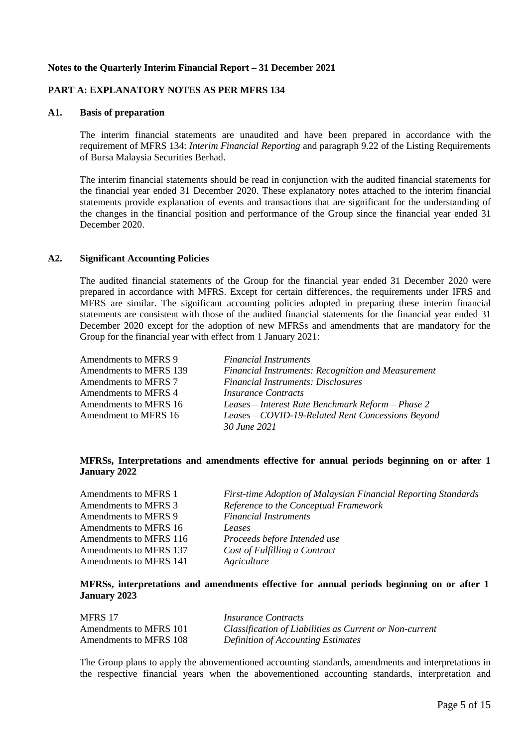**Notes to the Quarterly Interim Financial Report – 31 December 2021**

**PART A: EXPLANATORY NOTES AS PER MFRS 134**

**A1. Basis of preparation**

The interim financial statements are unaudited and have been prepared in accordance with the requirement of MFRS 134: *Interim Financial Reporting* and paragraph 9.22 of the Listing Requirements of Bursa Malaysia Securities Berhad.

The interim financial statements should be read in conjunction with the audited financial statements for the financial year ended 31 December 2020. These explanatory notes attached to the interim financial statements provide explanation of events and transactions that are significant for the understanding of the changes in the financial position and performance of the Group since the financial year ended 31 December 2020.

**A2. Significant Accounting Policies**

The audited financial statements of the Group for the financial year ended 31 December 2020 were prepared in accordance with MFRS. Except for certain differences, the requirements under IFRS and MFRS are similar. The significant accounting policies adopted in preparing these interim financial statements are consistent with those of the audited financial statements for the financial year ended 31 December 2020 except for the adoption of new MFRSs and amendments that are mandatory for the Group for the financial year with effect from 1 January 2021:

| | |
|---|---|
| Amendments to MFRS 9 | *Financial Instruments* |
| Amendments to MFRS 139 | *Financial Instruments: Recognition and Measurement* |
| Amendments to MFRS 7 | *Financial Instruments: Disclosures* |
| Amendments to MFRS 4 | *Insurance Contracts* |
| Amendments to MFRS 16 | *Leases – Interest Rate Benchmark Reform – Phase 2* |
| Amendment to MFRS 16 | *Leases – COVID-19-Related Rent Concessions Beyond 30 June 2021* |

**MFRSs, Interpretations and amendments effective for annual periods beginning on or after 1 January 2022**

| | |
|---|---|
| Amendments to MFRS 1 | *First-time Adoption of Malaysian Financial Reporting Standards* |
| Amendments to MFRS 3 | *Reference to the Conceptual Framework* |
| Amendments to MFRS 9 | *Financial Instruments* |
| Amendments to MFRS 16 | *Leases* |
| Amendments to MFRS 116 | *Proceeds before Intended use* |
| Amendments to MFRS 137 | *Cost of Fulfilling a Contract* |
| Amendments to MFRS 141 | *Agriculture* |

**MFRSs, interpretations and amendments effective for annual periods beginning on or after 1 January 2023**

| | |
|---|---|
| MFRS 17 | *Insurance Contracts* |
| Amendments to MFRS 101 | *Classification of Liabilities as Current or Non-current* |
| Amendments to MFRS 108 | *Definition of Accounting Estimates* |

The Group plans to apply the abovementioned accounting standards, amendments and interpretations in the respective financial years when the abovementioned accounting standards, interpretation and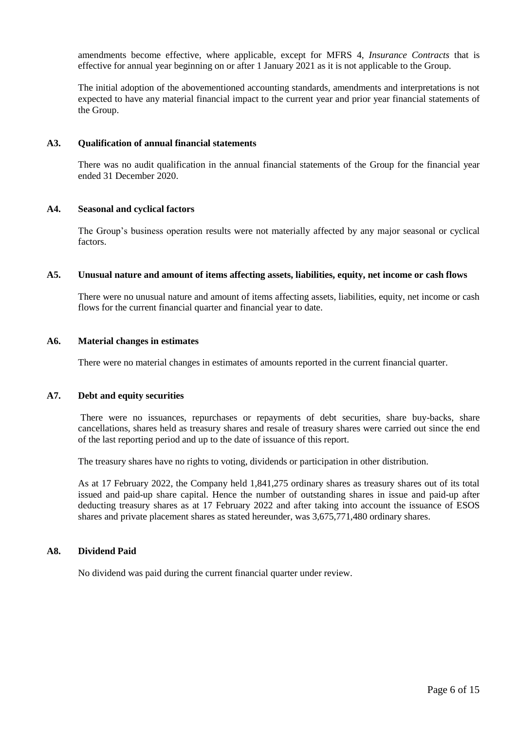amendments become effective, where applicable, except for MFRS 4, *Insurance Contracts* that is effective for annual year beginning on or after 1 January 2021 as it is not applicable to the Group.

The initial adoption of the abovementioned accounting standards, amendments and interpretations is not expected to have any material financial impact to the current year and prior year financial statements of the Group.

### A3. Qualification of annual financial statements

There was no audit qualification in the annual financial statements of the Group for the financial year ended 31 December 2020.

### A4. Seasonal and cyclical factors

The Group's business operation results were not materially affected by any major seasonal or cyclical factors.

### A5. Unusual nature and amount of items affecting assets, liabilities, equity, net income or cash flows

There were no unusual nature and amount of items affecting assets, liabilities, equity, net income or cash flows for the current financial quarter and financial year to date.

### A6. Material changes in estimates

There were no material changes in estimates of amounts reported in the current financial quarter.

### A7. Debt and equity securities

There were no issuances, repurchases or repayments of debt securities, share buy-backs, share cancellations, shares held as treasury shares and resale of treasury shares were carried out since the end of the last reporting period and up to the date of issuance of this report.

The treasury shares have no rights to voting, dividends or participation in other distribution.

As at 17 February 2022, the Company held 1,841,275 ordinary shares as treasury shares out of its total issued and paid-up share capital. Hence the number of outstanding shares in issue and paid-up after deducting treasury shares as at 17 February 2022 and after taking into account the issuance of ESOS shares and private placement shares as stated hereunder, was 3,675,771,480 ordinary shares.

### A8. Dividend Paid

No dividend was paid during the current financial quarter under review.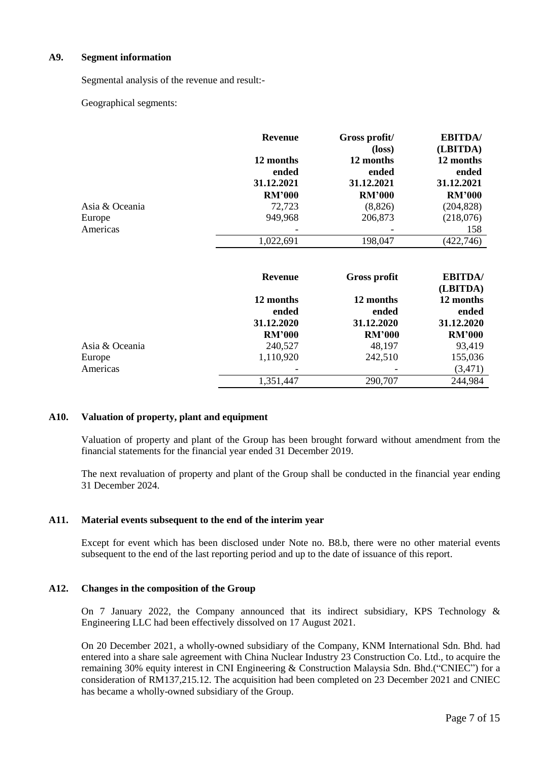### A9. Segment information

Segmental analysis of the revenue and result:-

Geographical segments:

| | Revenue | Gross profit/ (loss) | EBITDA/ (LBITDA) |
|---|---|---|---|
| | 12 months ended 31.12.2021 | 12 months ended 31.12.2021 | 12 months ended 31.12.2021 |
| | RM'000 | RM'000 | RM'000 |
| Asia & Oceania | 72,723 | (8,826) | (204,828) |
| Europe | 949,968 | 206,873 | (218,076) |
| Americas | - | - | 158 |
| | 1,022,691 | 198,047 | (422,746) |

| | Revenue | Gross profit | EBITDA/ (LBITDA) |
|---|---|---|---|
| | 12 months ended 31.12.2020 | 12 months ended 31.12.2020 | 12 months ended 31.12.2020 |
| | RM'000 | RM'000 | RM'000 |
| Asia & Oceania | 240,527 | 48,197 | 93,419 |
| Europe | 1,110,920 | 242,510 | 155,036 |
| Americas | - | - | (3,471) |
| | 1,351,447 | 290,707 | 244,984 |

### A10. Valuation of property, plant and equipment

Valuation of property and plant of the Group has been brought forward without amendment from the financial statements for the financial year ended 31 December 2019.

The next revaluation of property and plant of the Group shall be conducted in the financial year ending 31 December 2024.

### A11. Material events subsequent to the end of the interim year

Except for event which has been disclosed under Note no. B8.b, there were no other material events subsequent to the end of the last reporting period and up to the date of issuance of this report.

### A12. Changes in the composition of the Group

On 7 January 2022, the Company announced that its indirect subsidiary, KPS Technology & Engineering LLC had been effectively dissolved on 17 August 2021.

On 20 December 2021, a wholly-owned subsidiary of the Company, KNM International Sdn. Bhd. had entered into a share sale agreement with China Nuclear Industry 23 Construction Co. Ltd., to acquire the remaining 30% equity interest in CNI Engineering & Construction Malaysia Sdn. Bhd.("CNIEC") for a consideration of RM137,215.12. The acquisition had been completed on 23 December 2021 and CNIEC has became a wholly-owned subsidiary of the Group.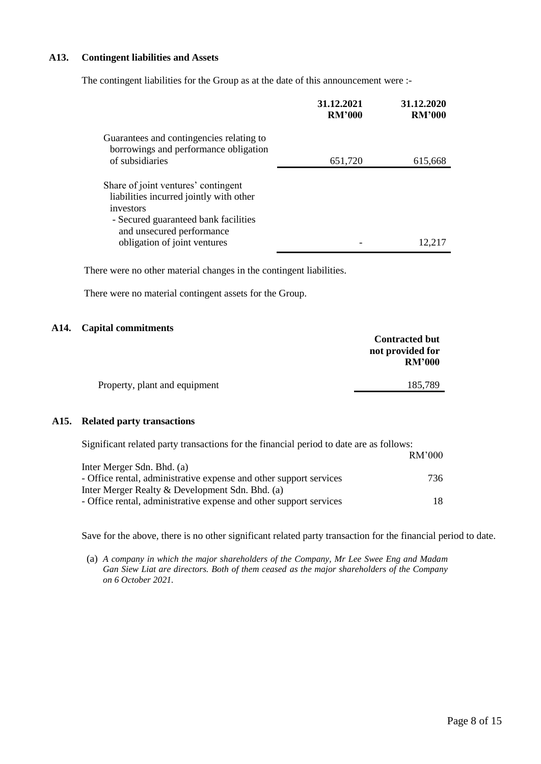### A13. Contingent liabilities and Assets

The contingent liabilities for the Group as at the date of this announcement were :-

| | 31.12.2021 RM'000 | 31.12.2020 RM'000 |
|---|---|---|
| Guarantees and contingencies relating to borrowings and performance obligation of subsidiaries | 651,720 | 615,668 |
| Share of joint ventures' contingent liabilities incurred jointly with other investors<br>- Secured guaranteed bank facilities and unsecured performance obligation of joint ventures | - | 12,217 |

There were no other material changes in the contingent liabilities.

There were no material contingent assets for the Group.

### A14. Capital commitments

| | Contracted but not provided for RM'000 |
|---|---|
| Property, plant and equipment | 185,789 |

### A15. Related party transactions

Significant related party transactions for the financial period to date are as follows:

| | RM'000 |
|---|---|
| Inter Merger Sdn. Bhd. (a) | |
| - Office rental, administrative expense and other support services | 736 |
| Inter Merger Realty & Development Sdn. Bhd. (a) | |
| - Office rental, administrative expense and other support services | 18 |

Save for the above, there is no other significant related party transaction for the financial period to date.

(a) *A company in which the major shareholders of the Company, Mr Lee Swee Eng and Madam Gan Siew Liat are directors. Both of them ceased as the major shareholders of the Company on 6 October 2021.*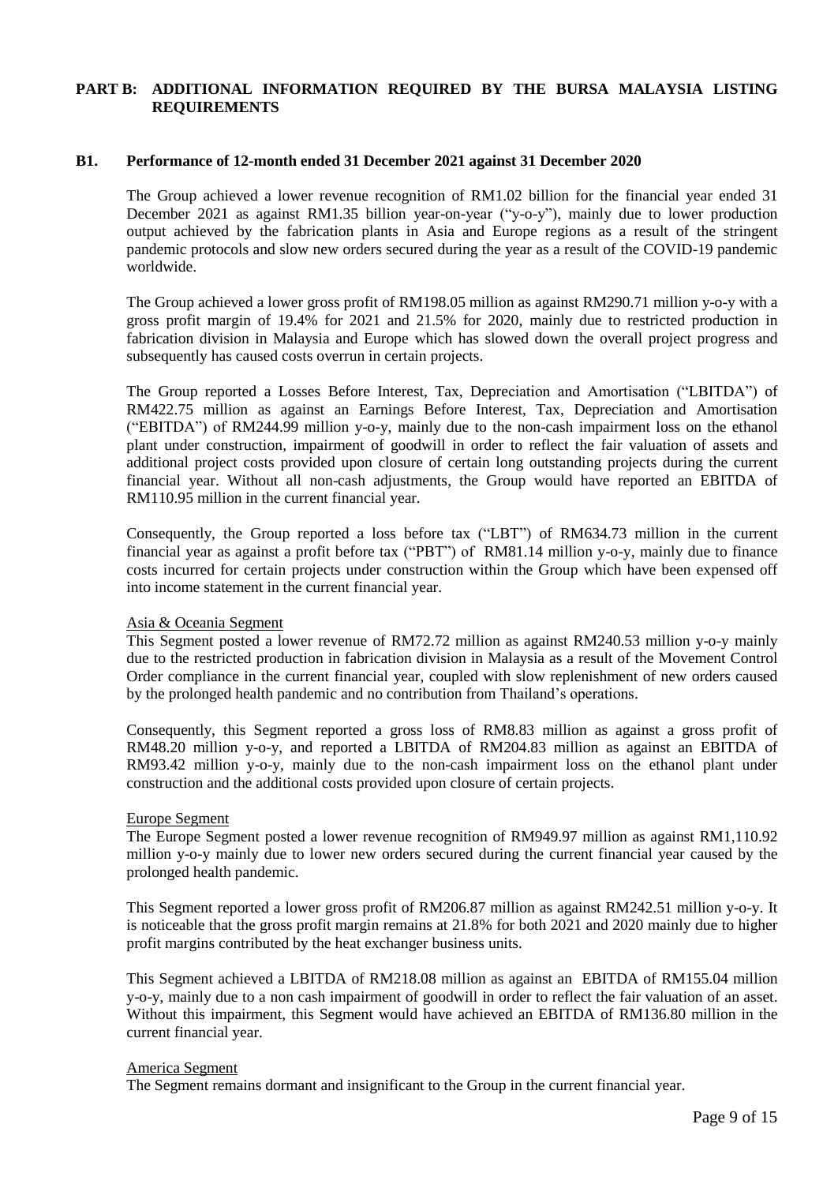## PART B: ADDITIONAL INFORMATION REQUIRED BY THE BURSA MALAYSIA LISTING REQUIREMENTS

### B1. Performance of 12-month ended 31 December 2021 against 31 December 2020

The Group achieved a lower revenue recognition of RM1.02 billion for the financial year ended 31 December 2021 as against RM1.35 billion year-on-year ("y-o-y"), mainly due to lower production output achieved by the fabrication plants in Asia and Europe regions as a result of the stringent pandemic protocols and slow new orders secured during the year as a result of the COVID-19 pandemic worldwide.

The Group achieved a lower gross profit of RM198.05 million as against RM290.71 million y-o-y with a gross profit margin of 19.4% for 2021 and 21.5% for 2020, mainly due to restricted production in fabrication division in Malaysia and Europe which has slowed down the overall project progress and subsequently has caused costs overrun in certain projects.

The Group reported a Losses Before Interest, Tax, Depreciation and Amortisation ("LBITDA") of RM422.75 million as against an Earnings Before Interest, Tax, Depreciation and Amortisation ("EBITDA") of RM244.99 million y-o-y, mainly due to the non-cash impairment loss on the ethanol plant under construction, impairment of goodwill in order to reflect the fair valuation of assets and additional project costs provided upon closure of certain long outstanding projects during the current financial year. Without all non-cash adjustments, the Group would have reported an EBITDA of RM110.95 million in the current financial year.

Consequently, the Group reported a loss before tax ("LBT") of RM634.73 million in the current financial year as against a profit before tax ("PBT") of RM81.14 million y-o-y, mainly due to finance costs incurred for certain projects under construction within the Group which have been expensed off into income statement in the current financial year.

<u>Asia & Oceania Segment</u>

This Segment posted a lower revenue of RM72.72 million as against RM240.53 million y-o-y mainly due to the restricted production in fabrication division in Malaysia as a result of the Movement Control Order compliance in the current financial year, coupled with slow replenishment of new orders caused by the prolonged health pandemic and no contribution from Thailand's operations.

Consequently, this Segment reported a gross loss of RM8.83 million as against a gross profit of RM48.20 million y-o-y, and reported a LBITDA of RM204.83 million as against an EBITDA of RM93.42 million y-o-y, mainly due to the non-cash impairment loss on the ethanol plant under construction and the additional costs provided upon closure of certain projects.

<u>Europe Segment</u>

The Europe Segment posted a lower revenue recognition of RM949.97 million as against RM1,110.92 million y-o-y mainly due to lower new orders secured during the current financial year caused by the prolonged health pandemic.

This Segment reported a lower gross profit of RM206.87 million as against RM242.51 million y-o-y. It is noticeable that the gross profit margin remains at 21.8% for both 2021 and 2020 mainly due to higher profit margins contributed by the heat exchanger business units.

This Segment achieved a LBITDA of RM218.08 million as against an EBITDA of RM155.04 million y-o-y, mainly due to a non cash impairment of goodwill in order to reflect the fair valuation of an asset. Without this impairment, this Segment would have achieved an EBITDA of RM136.80 million in the current financial year.

<u>America Segment</u>

The Segment remains dormant and insignificant to the Group in the current financial year.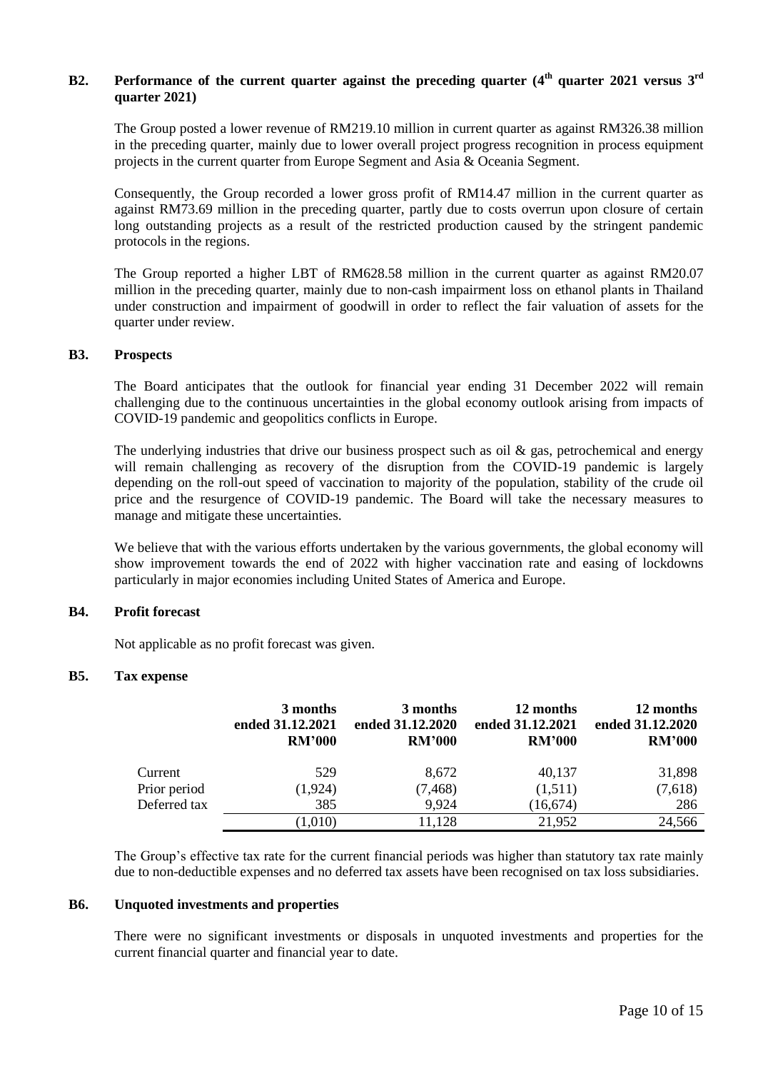## B2. Performance of the current quarter against the preceding quarter (4th quarter 2021 versus 3rd quarter 2021)

The Group posted a lower revenue of RM219.10 million in current quarter as against RM326.38 million in the preceding quarter, mainly due to lower overall project progress recognition in process equipment projects in the current quarter from Europe Segment and Asia & Oceania Segment.

Consequently, the Group recorded a lower gross profit of RM14.47 million in the current quarter as against RM73.69 million in the preceding quarter, partly due to costs overrun upon closure of certain long outstanding projects as a result of the restricted production caused by the stringent pandemic protocols in the regions.

The Group reported a higher LBT of RM628.58 million in the current quarter as against RM20.07 million in the preceding quarter, mainly due to non-cash impairment loss on ethanol plants in Thailand under construction and impairment of goodwill in order to reflect the fair valuation of assets for the quarter under review.

## B3. Prospects

The Board anticipates that the outlook for financial year ending 31 December 2022 will remain challenging due to the continuous uncertainties in the global economy outlook arising from impacts of COVID-19 pandemic and geopolitics conflicts in Europe.

The underlying industries that drive our business prospect such as oil & gas, petrochemical and energy will remain challenging as recovery of the disruption from the COVID-19 pandemic is largely depending on the roll-out speed of vaccination to majority of the population, stability of the crude oil price and the resurgence of COVID-19 pandemic. The Board will take the necessary measures to manage and mitigate these uncertainties.

We believe that with the various efforts undertaken by the various governments, the global economy will show improvement towards the end of 2022 with higher vaccination rate and easing of lockdowns particularly in major economies including United States of America and Europe.

## B4. Profit forecast

Not applicable as no profit forecast was given.

## B5. Tax expense

| | 3 months ended 31.12.2021 RM'000 | 3 months ended 31.12.2020 RM'000 | 12 months ended 31.12.2021 RM'000 | 12 months ended 31.12.2020 RM'000 |
|---|---|---|---|---|
| Current | 529 | 8,672 | 40,137 | 31,898 |
| Prior period | (1,924) | (7,468) | (1,511) | (7,618) |
| Deferred tax | 385 | 9,924 | (16,674) | 286 |
| | (1,010) | 11,128 | 21,952 | 24,566 |

The Group's effective tax rate for the current financial periods was higher than statutory tax rate mainly due to non-deductible expenses and no deferred tax assets have been recognised on tax loss subsidiaries.

## B6. Unquoted investments and properties

There were no significant investments or disposals in unquoted investments and properties for the current financial quarter and financial year to date.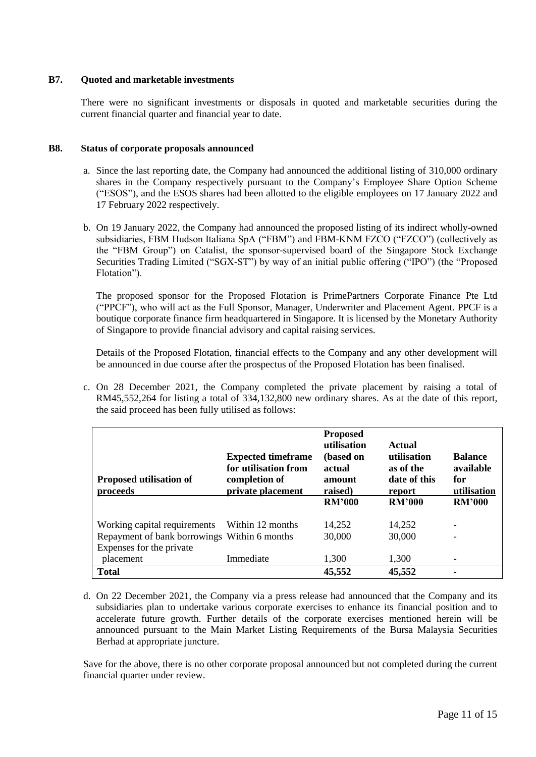### B7. Quoted and marketable investments

There were no significant investments or disposals in quoted and marketable securities during the current financial quarter and financial year to date.

### B8. Status of corporate proposals announced

a. Since the last reporting date, the Company had announced the additional listing of 310,000 ordinary shares in the Company respectively pursuant to the Company's Employee Share Option Scheme ("ESOS"), and the ESOS shares had been allotted to the eligible employees on 17 January 2022 and 17 February 2022 respectively.

b. On 19 January 2022, the Company had announced the proposed listing of its indirect wholly-owned subsidiaries, FBM Hudson Italiana SpA ("FBM") and FBM-KNM FZCO ("FZCO") (collectively as the "FBM Group") on Catalist, the sponsor-supervised board of the Singapore Stock Exchange Securities Trading Limited ("SGX-ST") by way of an initial public offering ("IPO") (the "Proposed Flotation").

The proposed sponsor for the Proposed Flotation is PrimePartners Corporate Finance Pte Ltd ("PPCF"), who will act as the Full Sponsor, Manager, Underwriter and Placement Agent. PPCF is a boutique corporate finance firm headquartered in Singapore. It is licensed by the Monetary Authority of Singapore to provide financial advisory and capital raising services.

Details of the Proposed Flotation, financial effects to the Company and any other development will be announced in due course after the prospectus of the Proposed Flotation has been finalised.

c. On 28 December 2021, the Company completed the private placement by raising a total of RM45,552,264 for listing a total of 334,132,800 new ordinary shares. As at the date of this report, the said proceed has been fully utilised as follows:

| Proposed utilisation of proceeds | Expected timeframe for utilisation from completion of private placement | Proposed utilisation (based on actual amount raised) | Actual utilisation as of the date of this report | Balance available for utilisation |
|---|---|---|---|---|
| | | **RM'000** | **RM'000** | **RM'000** |
| Working capital requirements | Within 12 months | 14,252 | 14,252 | - |
| Repayment of bank borrowings | Within 6 months | 30,000 | 30,000 | - |
| Expenses for the private placement | Immediate | 1,300 | 1,300 | - |
| **Total** | | **45,552** | **45,552** | **-** |

d. On 22 December 2021, the Company via a press release had announced that the Company and its subsidiaries plan to undertake various corporate exercises to enhance its financial position and to accelerate future growth. Further details of the corporate exercises mentioned herein will be announced pursuant to the Main Market Listing Requirements of the Bursa Malaysia Securities Berhad at appropriate juncture.

Save for the above, there is no other corporate proposal announced but not completed during the current financial quarter under review.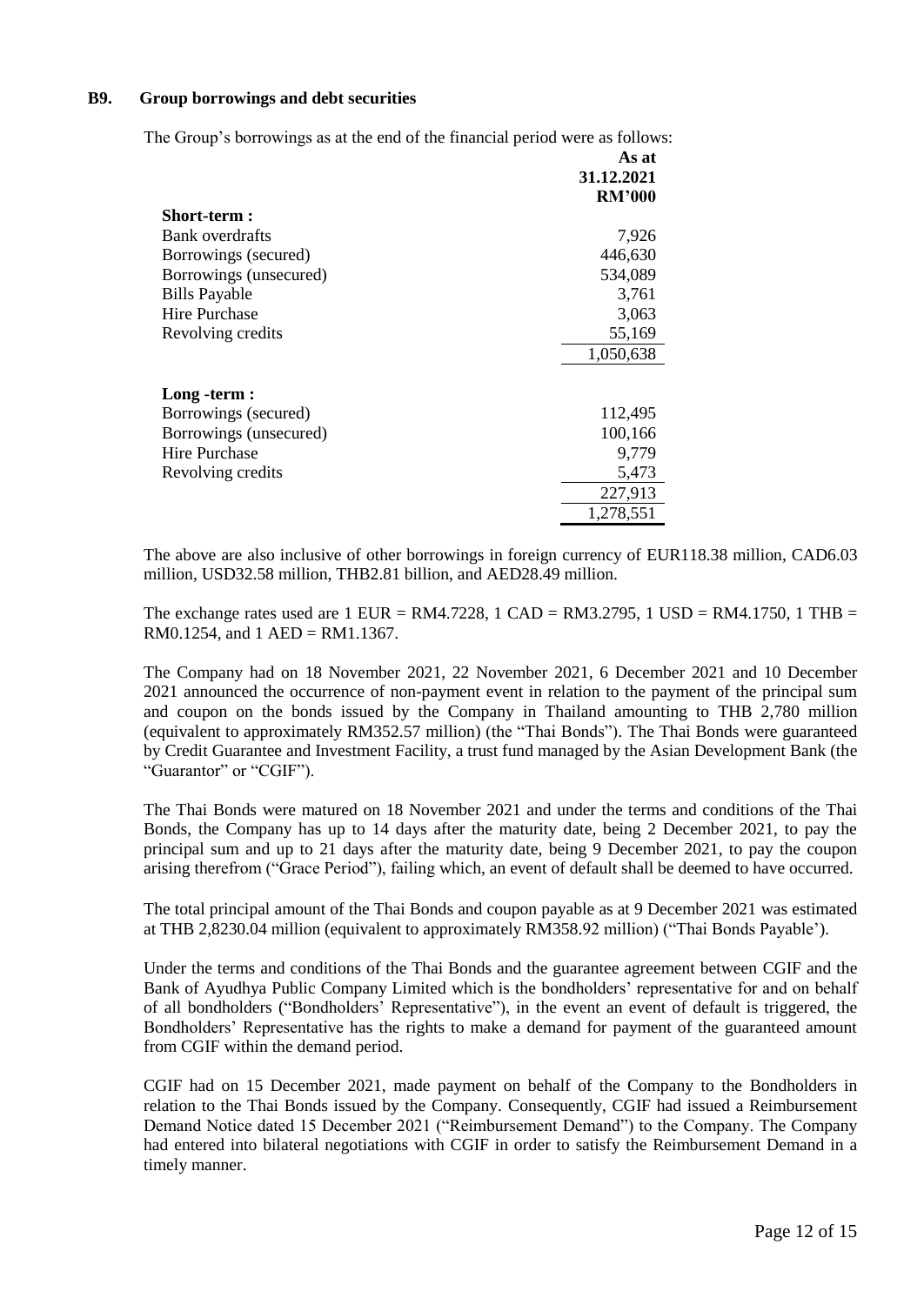### B9. Group borrowings and debt securities

The Group's borrowings as at the end of the financial period were as follows:

| | As at 31.12.2021 RM'000 |
|---|---|
| **Short-term :** | |
| Bank overdrafts | 7,926 |
| Borrowings (secured) | 446,630 |
| Borrowings (unsecured) | 534,089 |
| Bills Payable | 3,761 |
| Hire Purchase | 3,063 |
| Revolving credits | 55,169 |
| | 1,050,638 |
| **Long -term :** | |
| Borrowings (secured) | 112,495 |
| Borrowings (unsecured) | 100,166 |
| Hire Purchase | 9,779 |
| Revolving credits | 5,473 |
| | 227,913 |
| | 1,278,551 |

The above are also inclusive of other borrowings in foreign currency of EUR118.38 million, CAD6.03 million, USD32.58 million, THB2.81 billion, and AED28.49 million.

The exchange rates used are 1 EUR = RM4.7228, 1 CAD = RM3.2795, 1 USD = RM4.1750, 1 THB = RM0.1254, and 1 AED = RM1.1367.

The Company had on 18 November 2021, 22 November 2021, 6 December 2021 and 10 December 2021 announced the occurrence of non-payment event in relation to the payment of the principal sum and coupon on the bonds issued by the Company in Thailand amounting to THB 2,780 million (equivalent to approximately RM352.57 million) (the "Thai Bonds"). The Thai Bonds were guaranteed by Credit Guarantee and Investment Facility, a trust fund managed by the Asian Development Bank (the "Guarantor" or "CGIF").

The Thai Bonds were matured on 18 November 2021 and under the terms and conditions of the Thai Bonds, the Company has up to 14 days after the maturity date, being 2 December 2021, to pay the principal sum and up to 21 days after the maturity date, being 9 December 2021, to pay the coupon arising therefrom ("Grace Period"), failing which, an event of default shall be deemed to have occurred.

The total principal amount of the Thai Bonds and coupon payable as at 9 December 2021 was estimated at THB 2,8230.04 million (equivalent to approximately RM358.92 million) ("Thai Bonds Payable').

Under the terms and conditions of the Thai Bonds and the guarantee agreement between CGIF and the Bank of Ayudhya Public Company Limited which is the bondholders' representative for and on behalf of all bondholders ("Bondholders' Representative"), in the event an event of default is triggered, the Bondholders' Representative has the rights to make a demand for payment of the guaranteed amount from CGIF within the demand period.

CGIF had on 15 December 2021, made payment on behalf of the Company to the Bondholders in relation to the Thai Bonds issued by the Company. Consequently, CGIF had issued a Reimbursement Demand Notice dated 15 December 2021 ("Reimbursement Demand") to the Company. The Company had entered into bilateral negotiations with CGIF in order to satisfy the Reimbursement Demand in a timely manner.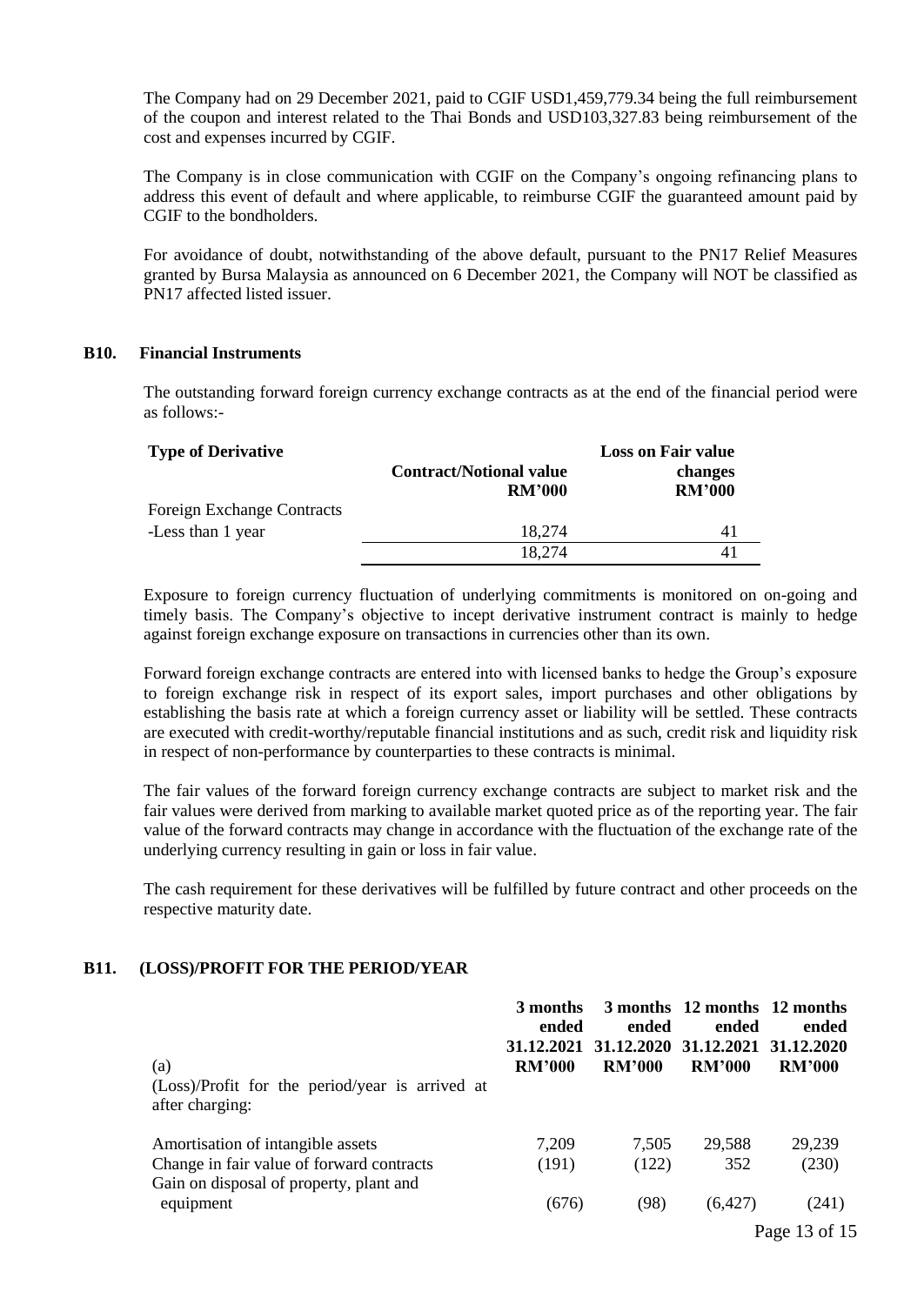The Company had on 29 December 2021, paid to CGIF USD1,459,779.34 being the full reimbursement of the coupon and interest related to the Thai Bonds and USD103,327.83 being reimbursement of the cost and expenses incurred by CGIF.

The Company is in close communication with CGIF on the Company's ongoing refinancing plans to address this event of default and where applicable, to reimburse CGIF the guaranteed amount paid by CGIF to the bondholders.

For avoidance of doubt, notwithstanding of the above default, pursuant to the PN17 Relief Measures granted by Bursa Malaysia as announced on 6 December 2021, the Company will NOT be classified as PN17 affected listed issuer.

## B10. Financial Instruments

The outstanding forward foreign currency exchange contracts as at the end of the financial period were as follows:-

| Type of Derivative | Contract/Notional value RM'000 | Loss on Fair value changes RM'000 |
|---|---|---|
| Foreign Exchange Contracts | | |
| -Less than 1 year | 18,274 | 41 |
| | 18,274 | 41 |

Exposure to foreign currency fluctuation of underlying commitments is monitored on on-going and timely basis. The Company's objective to incept derivative instrument contract is mainly to hedge against foreign exchange exposure on transactions in currencies other than its own.

Forward foreign exchange contracts are entered into with licensed banks to hedge the Group's exposure to foreign exchange risk in respect of its export sales, import purchases and other obligations by establishing the basis rate at which a foreign currency asset or liability will be settled. These contracts are executed with credit-worthy/reputable financial institutions and as such, credit risk and liquidity risk in respect of non-performance by counterparties to these contracts is minimal.

The fair values of the forward foreign currency exchange contracts are subject to market risk and the fair values were derived from marking to available market quoted price as of the reporting year. The fair value of the forward contracts may change in accordance with the fluctuation of the exchange rate of the underlying currency resulting in gain or loss in fair value.

The cash requirement for these derivatives will be fulfilled by future contract and other proceeds on the respective maturity date.

## B11. (LOSS)/PROFIT FOR THE PERIOD/YEAR

| (a) | 3 months ended 31.12.2021 RM'000 | 3 months ended 31.12.2020 RM'000 | 12 months ended 31.12.2021 RM'000 | 12 months ended 31.12.2020 RM'000 |
|---|---|---|---|---|
| (Loss)/Profit for the period/year is arrived at after charging: | | | | |
| Amortisation of intangible assets | 7,209 | 7,505 | 29,588 | 29,239 |
| Change in fair value of forward contracts | (191) | (122) | 352 | (230) |
| Gain on disposal of property, plant and equipment | (676) | (98) | (6,427) | (241) |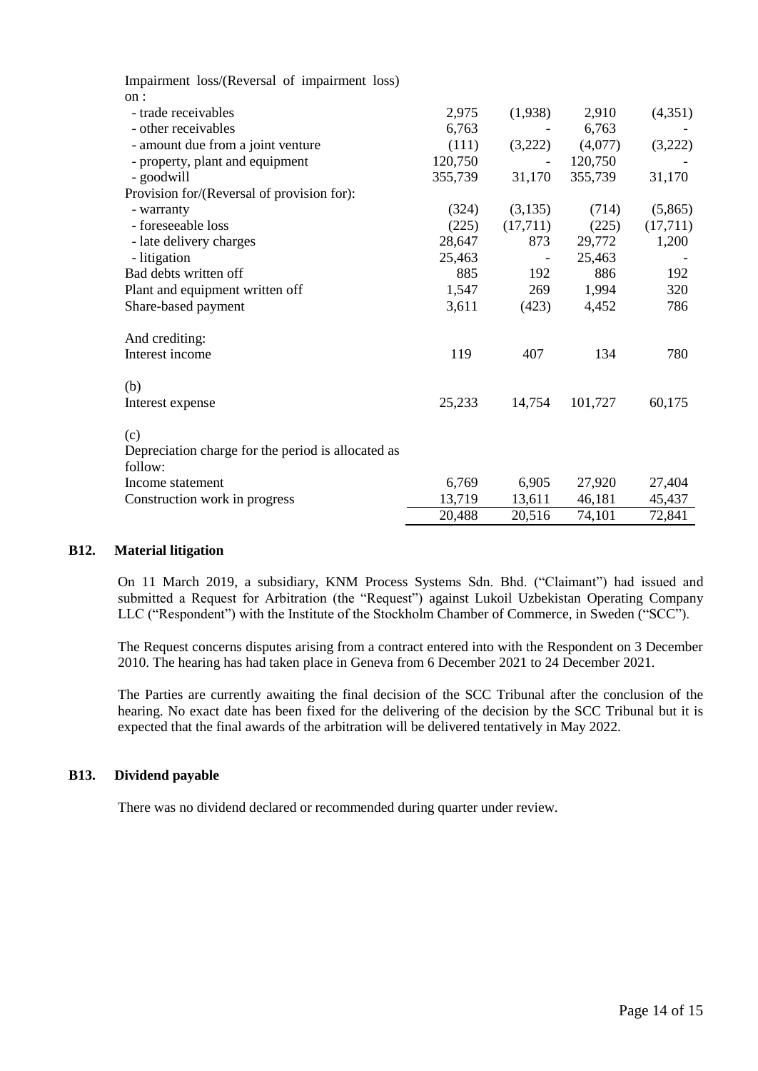| | | | | |
|---|---|---|---|---|
| Impairment loss/(Reversal of impairment loss) on : | | | | |
| - trade receivables | 2,975 | (1,938) | 2,910 | (4,351) |
| - other receivables | 6,763 | - | 6,763 | - |
| - amount due from a joint venture | (111) | (3,222) | (4,077) | (3,222) |
| - property, plant and equipment | 120,750 | - | 120,750 | - |
| - goodwill | 355,739 | 31,170 | 355,739 | 31,170 |
| Provision for/(Reversal of provision for): | | | | |
| - warranty | (324) | (3,135) | (714) | (5,865) |
| - foreseeable loss | (225) | (17,711) | (225) | (17,711) |
| - late delivery charges | 28,647 | 873 | 29,772 | 1,200 |
| - litigation | 25,463 | - | 25,463 | - |
| Bad debts written off | 885 | 192 | 886 | 192 |
| Plant and equipment written off | 1,547 | 269 | 1,994 | 320 |
| Share-based payment | 3,611 | (423) | 4,452 | 786 |
| And crediting: | | | | |
| Interest income | 119 | 407 | 134 | 780 |
| (b) | | | | |
| Interest expense | 25,233 | 14,754 | 101,727 | 60,175 |
| (c) | | | | |
| Depreciation charge for the period is allocated as follow: | | | | |
| Income statement | 6,769 | 6,905 | 27,920 | 27,404 |
| Construction work in progress | 13,719 | 13,611 | 46,181 | 45,437 |
| | 20,488 | 20,516 | 74,101 | 72,841 |

## B12. Material litigation

On 11 March 2019, a subsidiary, KNM Process Systems Sdn. Bhd. ("Claimant") had issued and submitted a Request for Arbitration (the "Request") against Lukoil Uzbekistan Operating Company LLC ("Respondent") with the Institute of the Stockholm Chamber of Commerce, in Sweden ("SCC").

The Request concerns disputes arising from a contract entered into with the Respondent on 3 December 2010. The hearing has had taken place in Geneva from 6 December 2021 to 24 December 2021.

The Parties are currently awaiting the final decision of the SCC Tribunal after the conclusion of the hearing. No exact date has been fixed for the delivering of the decision by the SCC Tribunal but it is expected that the final awards of the arbitration will be delivered tentatively in May 2022.

## B13. Dividend payable

There was no dividend declared or recommended during quarter under review.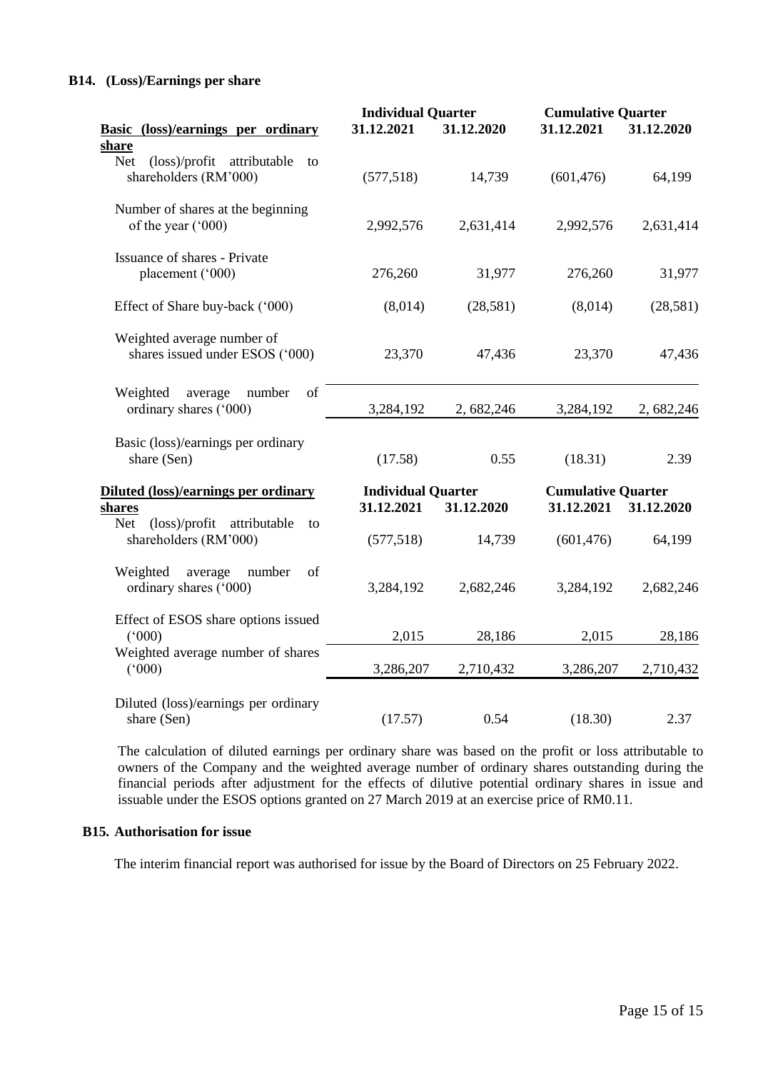### B14. (Loss)/Earnings per share

| Basic (loss)/earnings per ordinary share | Individual Quarter 31.12.2021 | Individual Quarter 31.12.2020 | Cumulative Quarter 31.12.2021 | Cumulative Quarter 31.12.2020 |
|---|---|---|---|---|
| Net (loss)/profit attributable to shareholders (RM'000) | (577,518) | 14,739 | (601,476) | 64,199 |
| Number of shares at the beginning of the year ('000) | 2,992,576 | 2,631,414 | 2,992,576 | 2,631,414 |
| Issuance of shares - Private placement ('000) | 276,260 | 31,977 | 276,260 | 31,977 |
| Effect of Share buy-back ('000) | (8,014) | (28,581) | (8,014) | (28,581) |
| Weighted average number of shares issued under ESOS ('000) | 23,370 | 47,436 | 23,370 | 47,436 |
| Weighted average number of ordinary shares ('000) | 3,284,192 | 2, 682,246 | 3,284,192 | 2, 682,246 |
| Basic (loss)/earnings per ordinary share (Sen) | (17.58) | 0.55 | (18.31) | 2.39 |

| Diluted (loss)/earnings per ordinary shares | Individual Quarter 31.12.2021 | Individual Quarter 31.12.2020 | Cumulative Quarter 31.12.2021 | Cumulative Quarter 31.12.2020 |
|---|---|---|---|---|
| Net (loss)/profit attributable to shareholders (RM'000) | (577,518) | 14,739 | (601,476) | 64,199 |
| Weighted average number of ordinary shares ('000) | 3,284,192 | 2,682,246 | 3,284,192 | 2,682,246 |
| Effect of ESOS share options issued ('000) | 2,015 | 28,186 | 2,015 | 28,186 |
| Weighted average number of shares ('000) | 3,286,207 | 2,710,432 | 3,286,207 | 2,710,432 |
| Diluted (loss)/earnings per ordinary share (Sen) | (17.57) | 0.54 | (18.30) | 2.37 |

The calculation of diluted earnings per ordinary share was based on the profit or loss attributable to owners of the Company and the weighted average number of ordinary shares outstanding during the financial periods after adjustment for the effects of dilutive potential ordinary shares in issue and issuable under the ESOS options granted on 27 March 2019 at an exercise price of RM0.11.

### B15. Authorisation for issue

The interim financial report was authorised for issue by the Board of Directors on 25 February 2022.